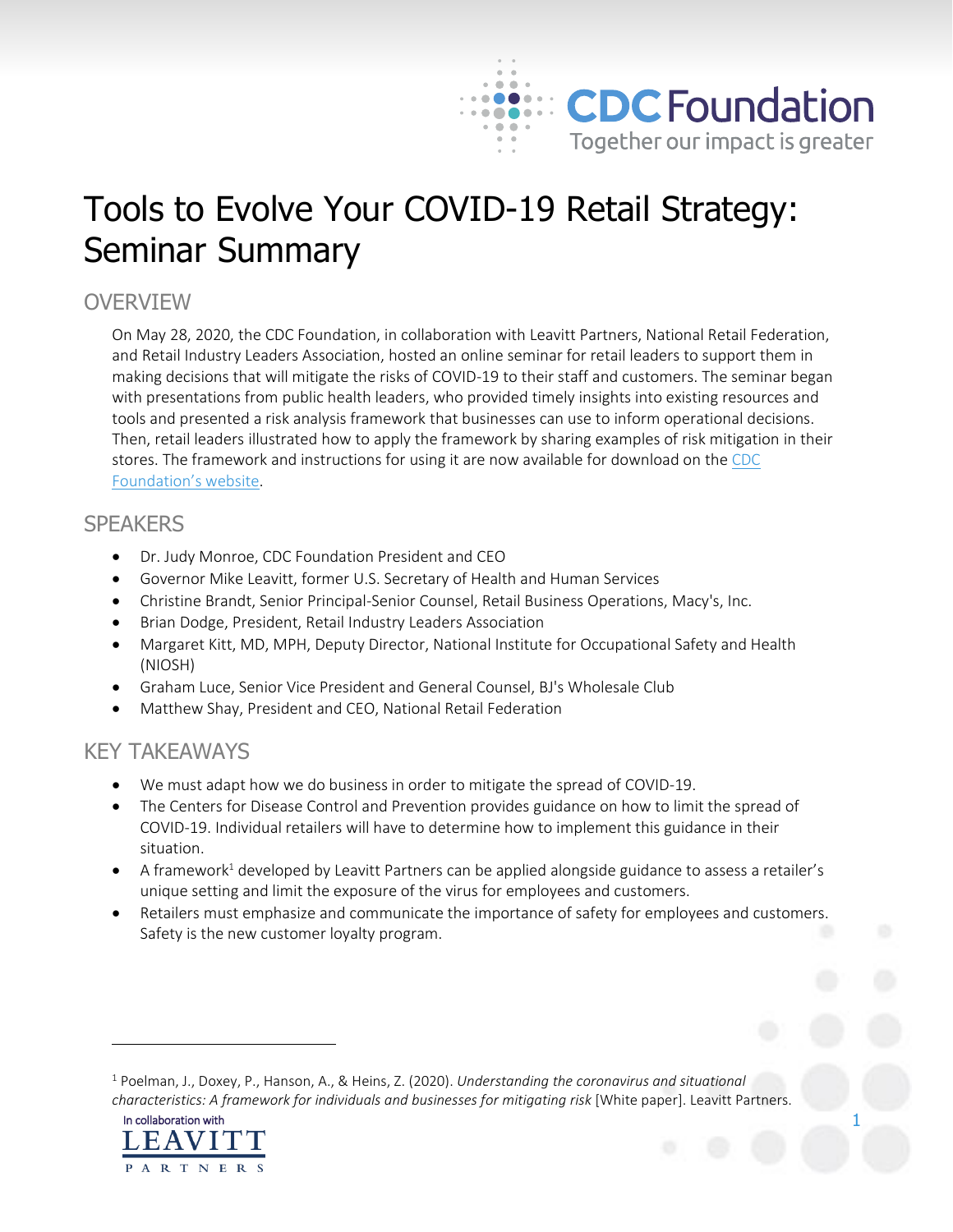# Tools to Evolve Your COVID-19 Retail Strategy: Seminar Summary

## OVERVIEW

On May 28, 2020, the CDC Foundation, in collaboration with Leavitt Partners, National Retail Federation, and Retail Industry Leaders Association, hosted an online seminar for retail leaders to support them in making decisions that will mitigate the risks of COVID-19 to their staff and customers. The seminar began with presentations from public health leaders, who provided timely insights into existing resources and tools and presented a risk analysis framework that businesses can use to inform operational decisions. Then, retail leaders illustrated how to apply the framework by sharing examples of risk mitigation in their stores. The framework and instructions for using it are now available for download on the CDC Foundation's website.

## SPEAKERS

- Dr. Judy Monroe, CDC Foundation President and CEO
- Governor Mike Leavitt, former U.S. Secretary of Health and Human Services
- Christine Brandt, Senior Principal-Senior Counsel, Retail Business Operations, Macy's, Inc.
- Brian Dodge, President, Retail Industry Leaders Association
- Margaret Kitt, MD, MPH, Deputy Director, National Institute for Occupational Safety and Health (NIOSH)
- Graham Luce, Senior Vice President and General Counsel, BJ's Wholesale Club
- Matthew Shay, President and CEO, National Retail Federation

## KEY TAKEAWAYS

- We must adapt how we do business in order to mitigate the spread of COVID-19.
- The Centers for Disease Control and Prevention provides guidance on how to limit the spread of COVID-19. Individual retailers will have to determine how to implement this guidance in their situation.
- A framework[1] developed by Leavitt Partners can be applied alongside guidance to assess a retailer's unique setting and limit the exposure of the virus for employees and customers.
- Retailers must emphasize and communicate the importance of safety for employees and customers. Safety is the new customer loyalty program.

---

[1] Poelman, J., Doxey, P., Hanson, A., & Heins, Z. (2020). *Understanding the coronavirus and situational characteristics: A framework for individuals and businesses for mitigating risk* [White paper]. Leavitt Partners.

In collaboration with LEAVITT PARTNERS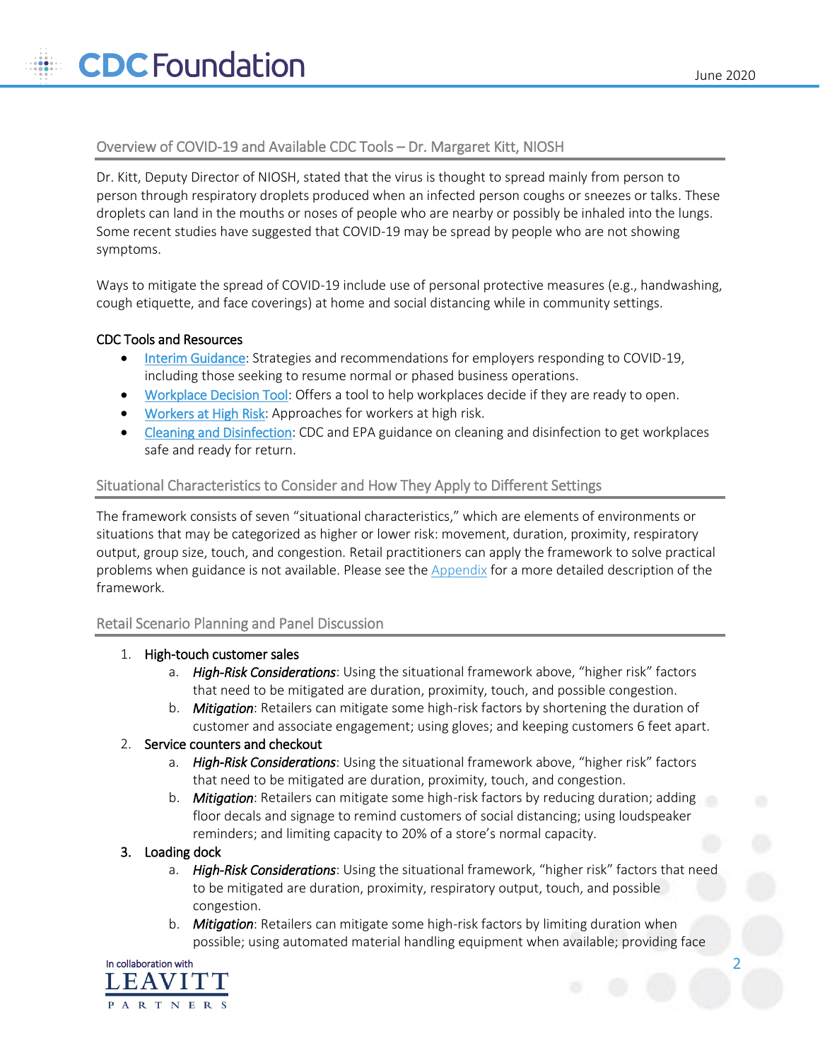## Overview of COVID-19 and Available CDC Tools – Dr. Margaret Kitt, NIOSH

Dr. Kitt, Deputy Director of NIOSH, stated that the virus is thought to spread mainly from person to person through respiratory droplets produced when an infected person coughs or sneezes or talks. These droplets can land in the mouths or noses of people who are nearby or possibly be inhaled into the lungs. Some recent studies have suggested that COVID-19 may be spread by people who are not showing symptoms.

Ways to mitigate the spread of COVID-19 include use of personal protective measures (e.g., handwashing, cough etiquette, and face coverings) at home and social distancing while in community settings.

**CDC Tools and Resources**

- Interim Guidance: Strategies and recommendations for employers responding to COVID-19, including those seeking to resume normal or phased business operations.
- Workplace Decision Tool: Offers a tool to help workplaces decide if they are ready to open.
- Workers at High Risk: Approaches for workers at high risk.
- Cleaning and Disinfection: CDC and EPA guidance on cleaning and disinfection to get workplaces safe and ready for return.

## Situational Characteristics to Consider and How They Apply to Different Settings

The framework consists of seven "situational characteristics," which are elements of environments or situations that may be categorized as higher or lower risk: movement, duration, proximity, respiratory output, group size, touch, and congestion. Retail practitioners can apply the framework to solve practical problems when guidance is not available. Please see the Appendix for a more detailed description of the framework.

## Retail Scenario Planning and Panel Discussion

1. **High-touch customer sales**
   a. ***High-Risk Considerations***: Using the situational framework above, "higher risk" factors that need to be mitigated are duration, proximity, touch, and possible congestion.
   b. ***Mitigation***: Retailers can mitigate some high-risk factors by shortening the duration of customer and associate engagement; using gloves; and keeping customers 6 feet apart.
2. **Service counters and checkout**
   a. ***High-Risk Considerations***: Using the situational framework above, "higher risk" factors that need to be mitigated are duration, proximity, touch, and congestion.
   b. ***Mitigation***: Retailers can mitigate some high-risk factors by reducing duration; adding floor decals and signage to remind customers of social distancing; using loudspeaker reminders; and limiting capacity to 20% of a store's normal capacity.
3. **Loading dock**
   a. ***High-Risk Considerations***: Using the situational framework, "higher risk" factors that need to be mitigated are duration, proximity, respiratory output, touch, and possible congestion.
   b. ***Mitigation***: Retailers can mitigate some high-risk factors by limiting duration when possible; using automated material handling equipment when available; providing face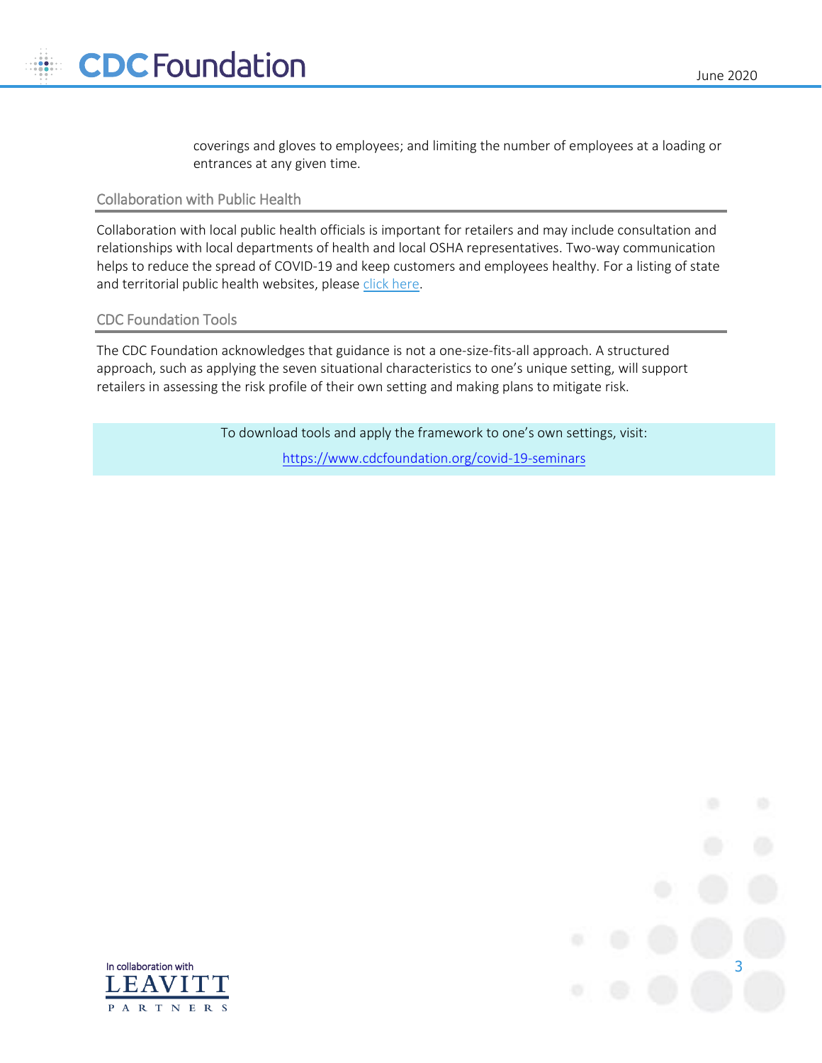coverings and gloves to employees; and limiting the number of employees at a loading or entrances at any given time.

## Collaboration with Public Health

Collaboration with local public health officials is important for retailers and may include consultation and relationships with local departments of health and local OSHA representatives. Two-way communication helps to reduce the spread of COVID-19 and keep customers and employees healthy. For a listing of state and territorial public health websites, please click here.

## CDC Foundation Tools

The CDC Foundation acknowledges that guidance is not a one-size-fits-all approach. A structured approach, such as applying the seven situational characteristics to one's unique setting, will support retailers in assessing the risk profile of their own setting and making plans to mitigate risk.

To download tools and apply the framework to one's own settings, visit:

https://www.cdcfoundation.org/covid-19-seminars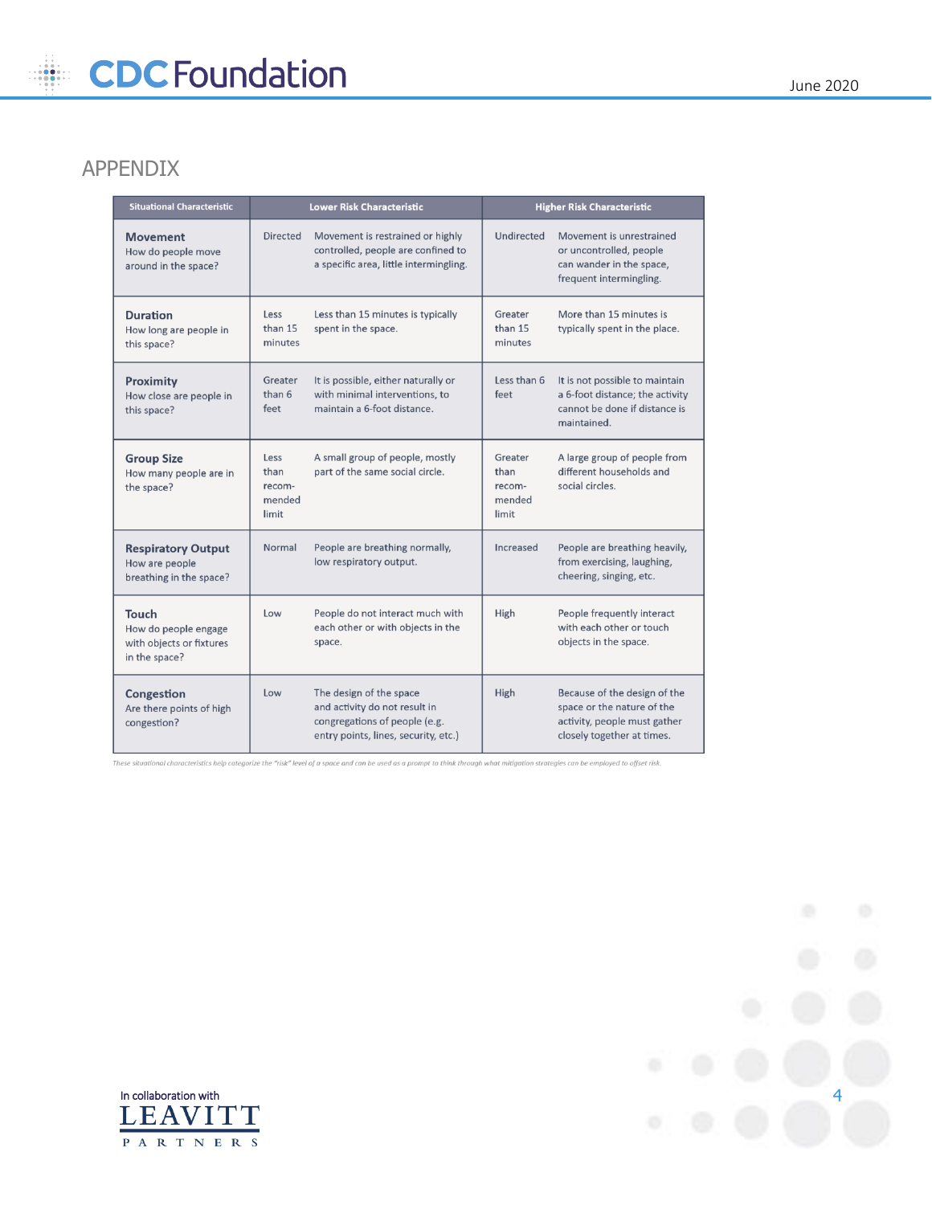## APPENDIX

| Situational Characteristic | Lower Risk Characteristic | | Higher Risk Characteristic | |
|---|---|---|---|---|
| **Movement**<br>How do people move around in the space? | Directed | Movement is restrained or highly controlled, people are confined to a specific area, little intermingling. | Undirected | Movement is unrestrained or uncontrolled, people can wander in the space, frequent intermingling. |
| **Duration**<br>How long are people in this space? | Less than 15 minutes | Less than 15 minutes is typically spent in the space. | Greater than 15 minutes | More than 15 minutes is typically spent in the place. |
| **Proximity**<br>How close are people in this space? | Greater than 6 feet | It is possible, either naturally or with minimal interventions, to maintain a 6-foot distance. | Less than 6 feet | It is not possible to maintain a 6-foot distance; the activity cannot be done if distance is maintained. |
| **Group Size**<br>How many people are in the space? | Less than recom-mended limit | A small group of people, mostly part of the same social circle. | Greater than recom-mended limit | A large group of people from different households and social circles. |
| **Respiratory Output**<br>How are people breathing in the space? | Normal | People are breathing normally, low respiratory output. | Increased | People are breathing heavily, from exercising, laughing, cheering, singing, etc. |
| **Touch**<br>How do people engage with objects or fixtures in the space? | Low | People do not interact much with each other or with objects in the space. | High | People frequently interact with each other or touch objects in the space. |
| **Congestion**<br>Are there points of high congestion? | Low | The design of the space and activity do not result in congregations of people (e.g. entry points, lines, security, etc.) | High | Because of the design of the space or the nature of the activity, people must gather closely together at times. |

*These situational characteristics help categorize the "risk" level of a space and can be used as a prompt to think through what mitigation strategies can be employed to offset risk.*